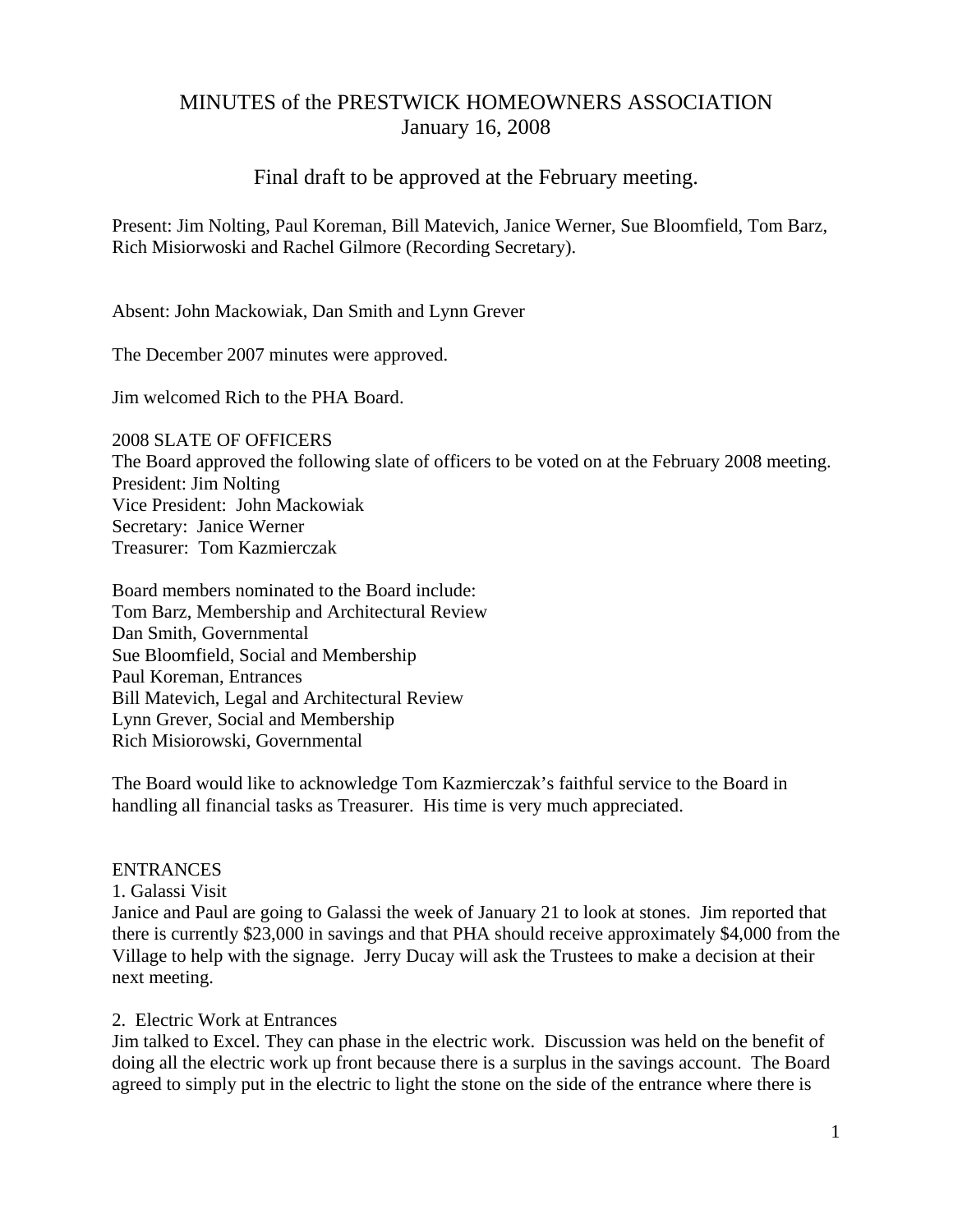# MINUTES of the PRESTWICK HOMEOWNERS ASSOCIATION
## January 16, 2008

### Final draft to be approved at the February meeting.

Present: Jim Nolting, Paul Koreman, Bill Matevich, Janice Werner, Sue Bloomfield, Tom Barz, Rich Misiorwoski and Rachel Gilmore (Recording Secretary).

Absent: John Mackowiak, Dan Smith and Lynn Grever

The December 2007 minutes were approved.

Jim welcomed Rich to the PHA Board.

2008 SLATE OF OFFICERS
The Board approved the following slate of officers to be voted on at the February 2008 meeting.
President: Jim Nolting
Vice President: John Mackowiak
Secretary: Janice Werner
Treasurer: Tom Kazmierczak

Board members nominated to the Board include:
Tom Barz, Membership and Architectural Review
Dan Smith, Governmental
Sue Bloomfield, Social and Membership
Paul Koreman, Entrances
Bill Matevich, Legal and Architectural Review
Lynn Grever, Social and Membership
Rich Misiorowski, Governmental

The Board would like to acknowledge Tom Kazmierczak's faithful service to the Board in handling all financial tasks as Treasurer. His time is very much appreciated.

ENTRANCES
1. Galassi Visit
Janice and Paul are going to Galassi the week of January 21 to look at stones. Jim reported that there is currently $23,000 in savings and that PHA should receive approximately $4,000 from the Village to help with the signage. Jerry Ducay will ask the Trustees to make a decision at their next meeting.

2. Electric Work at Entrances
Jim talked to Excel. They can phase in the electric work. Discussion was held on the benefit of doing all the electric work up front because there is a surplus in the savings account. The Board agreed to simply put in the electric to light the stone on the side of the entrance where there is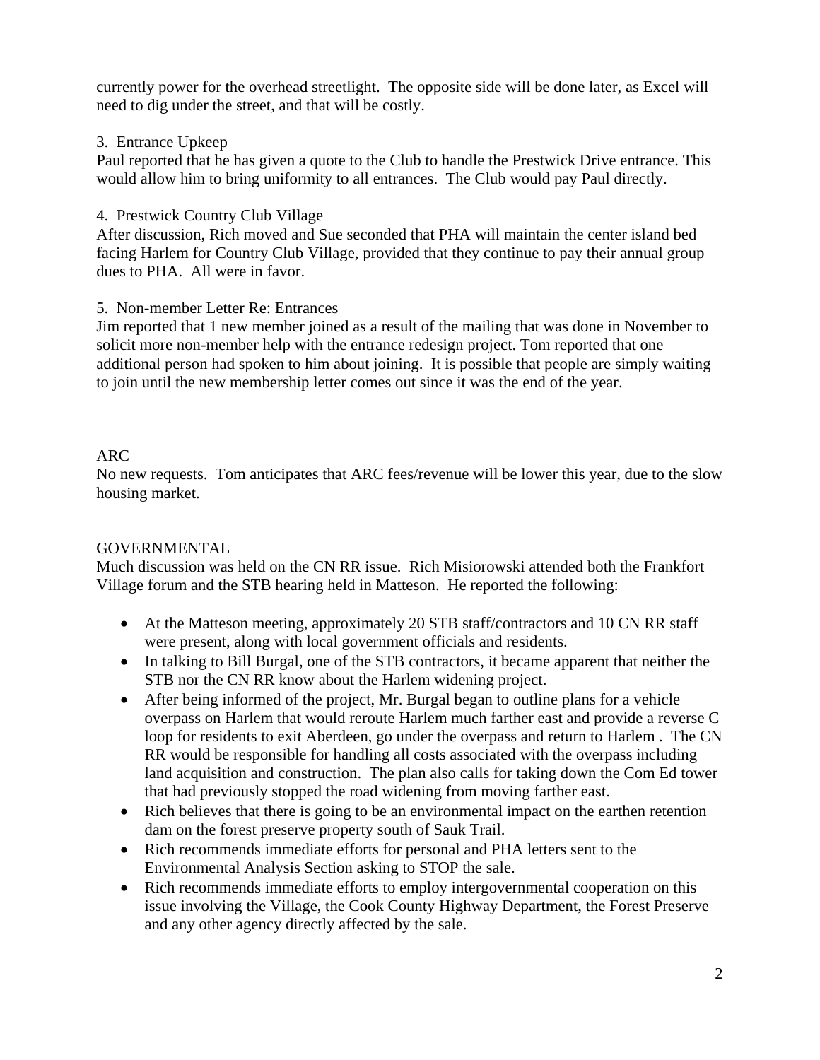currently power for the overhead streetlight. The opposite side will be done later, as Excel will need to dig under the street, and that will be costly.

3. Entrance Upkeep

Paul reported that he has given a quote to the Club to handle the Prestwick Drive entrance. This would allow him to bring uniformity to all entrances. The Club would pay Paul directly.

4. Prestwick Country Club Village

After discussion, Rich moved and Sue seconded that PHA will maintain the center island bed facing Harlem for Country Club Village, provided that they continue to pay their annual group dues to PHA. All were in favor.

5. Non-member Letter Re: Entrances

Jim reported that 1 new member joined as a result of the mailing that was done in November to solicit more non-member help with the entrance redesign project. Tom reported that one additional person had spoken to him about joining. It is possible that people are simply waiting to join until the new membership letter comes out since it was the end of the year.

ARC

No new requests. Tom anticipates that ARC fees/revenue will be lower this year, due to the slow housing market.

GOVERNMENTAL

Much discussion was held on the CN RR issue. Rich Misiorowski attended both the Frankfort Village forum and the STB hearing held in Matteson. He reported the following:

- At the Matteson meeting, approximately 20 STB staff/contractors and 10 CN RR staff were present, along with local government officials and residents.
- In talking to Bill Burgal, one of the STB contractors, it became apparent that neither the STB nor the CN RR know about the Harlem widening project.
- After being informed of the project, Mr. Burgal began to outline plans for a vehicle overpass on Harlem that would reroute Harlem much farther east and provide a reverse C loop for residents to exit Aberdeen, go under the overpass and return to Harlem . The CN RR would be responsible for handling all costs associated with the overpass including land acquisition and construction. The plan also calls for taking down the Com Ed tower that had previously stopped the road widening from moving farther east.
- Rich believes that there is going to be an environmental impact on the earthen retention dam on the forest preserve property south of Sauk Trail.
- Rich recommends immediate efforts for personal and PHA letters sent to the Environmental Analysis Section asking to STOP the sale.
- Rich recommends immediate efforts to employ intergovernmental cooperation on this issue involving the Village, the Cook County Highway Department, the Forest Preserve and any other agency directly affected by the sale.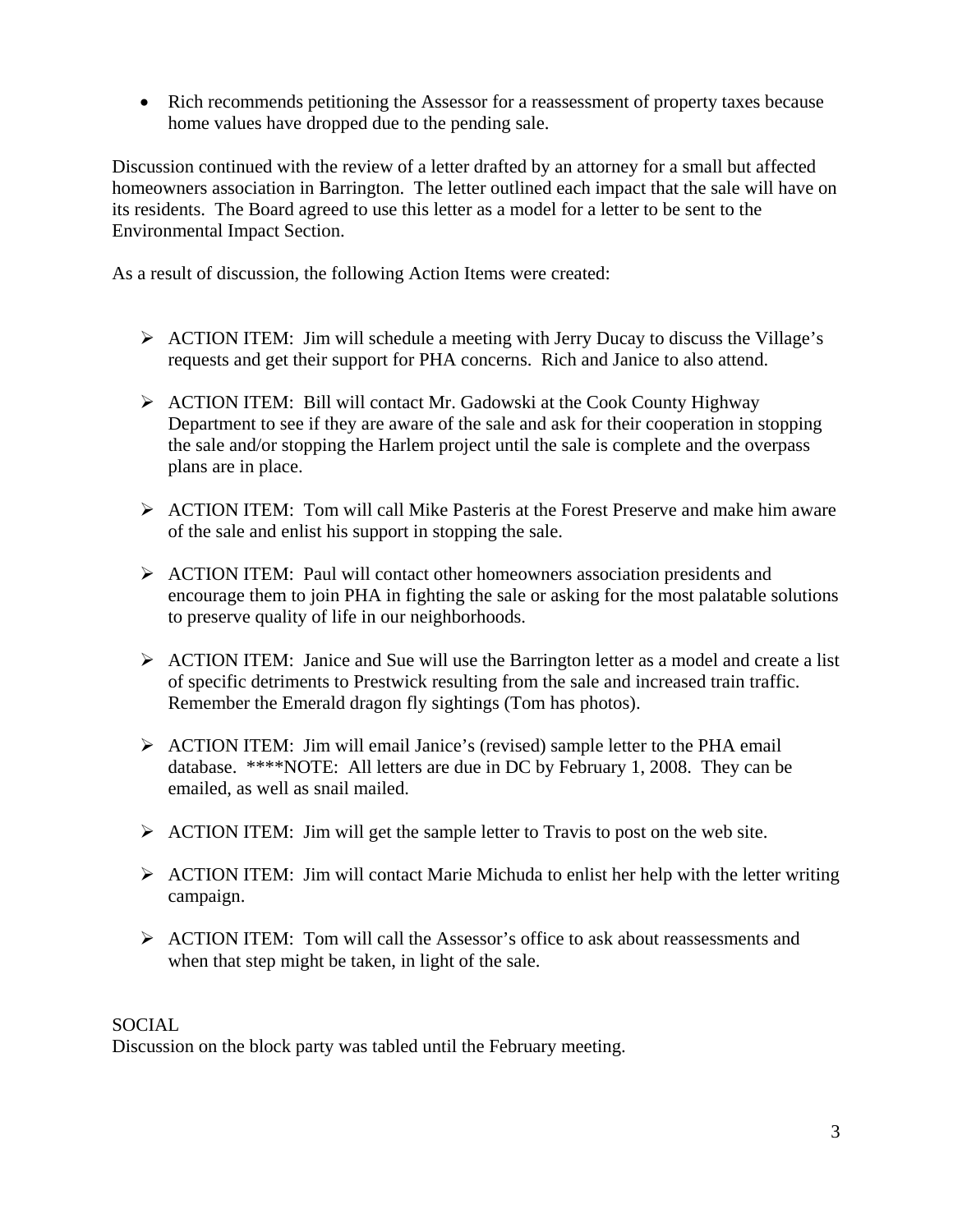- Rich recommends petitioning the Assessor for a reassessment of property taxes because home values have dropped due to the pending sale.

Discussion continued with the review of a letter drafted by an attorney for a small but affected homeowners association in Barrington. The letter outlined each impact that the sale will have on its residents. The Board agreed to use this letter as a model for a letter to be sent to the Environmental Impact Section.

As a result of discussion, the following Action Items were created:

- ACTION ITEM: Jim will schedule a meeting with Jerry Ducay to discuss the Village's requests and get their support for PHA concerns. Rich and Janice to also attend.

- ACTION ITEM: Bill will contact Mr. Gadowski at the Cook County Highway Department to see if they are aware of the sale and ask for their cooperation in stopping the sale and/or stopping the Harlem project until the sale is complete and the overpass plans are in place.

- ACTION ITEM: Tom will call Mike Pasteris at the Forest Preserve and make him aware of the sale and enlist his support in stopping the sale.

- ACTION ITEM: Paul will contact other homeowners association presidents and encourage them to join PHA in fighting the sale or asking for the most palatable solutions to preserve quality of life in our neighborhoods.

- ACTION ITEM: Janice and Sue will use the Barrington letter as a model and create a list of specific detriments to Prestwick resulting from the sale and increased train traffic. Remember the Emerald dragon fly sightings (Tom has photos).

- ACTION ITEM: Jim will email Janice's (revised) sample letter to the PHA email database. ****NOTE: All letters are due in DC by February 1, 2008. They can be emailed, as well as snail mailed.

- ACTION ITEM: Jim will get the sample letter to Travis to post on the web site.

- ACTION ITEM: Jim will contact Marie Michuda to enlist her help with the letter writing campaign.

- ACTION ITEM: Tom will call the Assessor's office to ask about reassessments and when that step might be taken, in light of the sale.

SOCIAL

Discussion on the block party was tabled until the February meeting.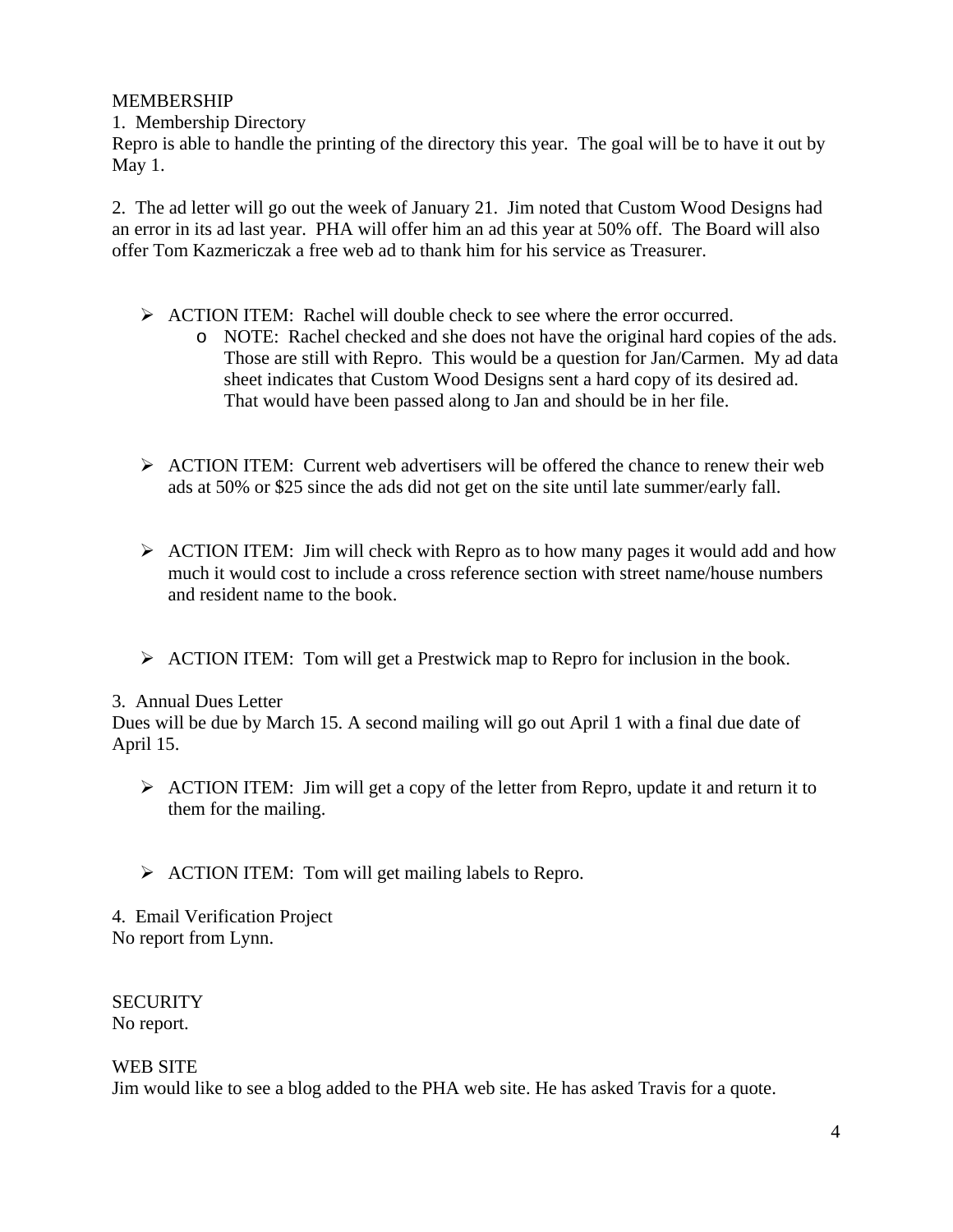MEMBERSHIP

1. Membership Directory

Repro is able to handle the printing of the directory this year. The goal will be to have it out by May 1.

2. The ad letter will go out the week of January 21. Jim noted that Custom Wood Designs had an error in its ad last year. PHA will offer him an ad this year at 50% off. The Board will also offer Tom Kazmericzak a free web ad to thank him for his service as Treasurer.

- ACTION ITEM: Rachel will double check to see where the error occurred.
    - NOTE: Rachel checked and she does not have the original hard copies of the ads. Those are still with Repro. This would be a question for Jan/Carmen. My ad data sheet indicates that Custom Wood Designs sent a hard copy of its desired ad. That would have been passed along to Jan and should be in her file.

- ACTION ITEM: Current web advertisers will be offered the chance to renew their web ads at 50% or $25 since the ads did not get on the site until late summer/early fall.

- ACTION ITEM: Jim will check with Repro as to how many pages it would add and how much it would cost to include a cross reference section with street name/house numbers and resident name to the book.

- ACTION ITEM: Tom will get a Prestwick map to Repro for inclusion in the book.

3. Annual Dues Letter

Dues will be due by March 15. A second mailing will go out April 1 with a final due date of April 15.

- ACTION ITEM: Jim will get a copy of the letter from Repro, update it and return it to them for the mailing.

- ACTION ITEM: Tom will get mailing labels to Repro.

4. Email Verification Project

No report from Lynn.

SECURITY

No report.

WEB SITE

Jim would like to see a blog added to the PHA web site. He has asked Travis for a quote.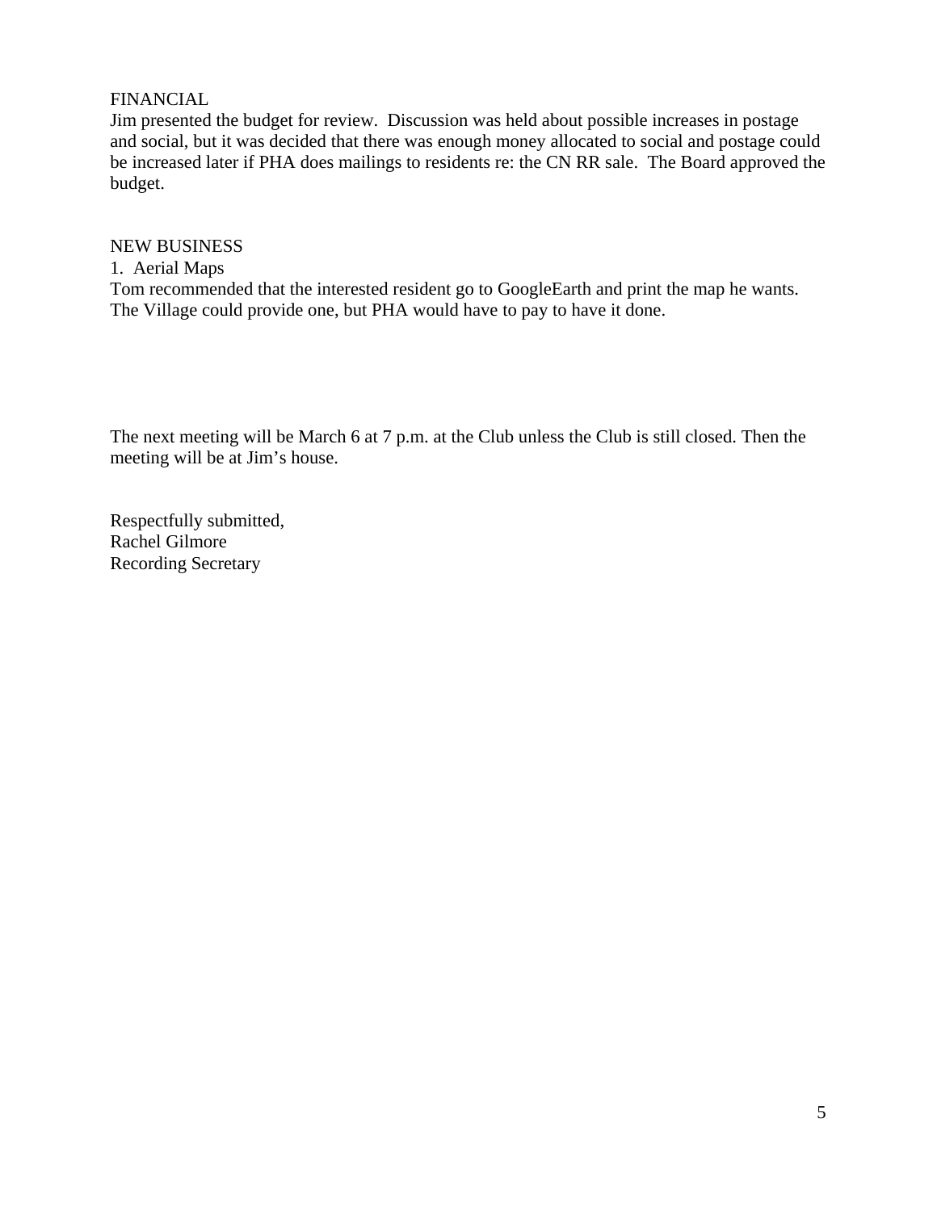FINANCIAL

Jim presented the budget for review. Discussion was held about possible increases in postage and social, but it was decided that there was enough money allocated to social and postage could be increased later if PHA does mailings to residents re: the CN RR sale. The Board approved the budget.

NEW BUSINESS

1. Aerial Maps

Tom recommended that the interested resident go to GoogleEarth and print the map he wants. The Village could provide one, but PHA would have to pay to have it done.

The next meeting will be March 6 at 7 p.m. at the Club unless the Club is still closed. Then the meeting will be at Jim's house.

Respectfully submitted,
Rachel Gilmore
Recording Secretary